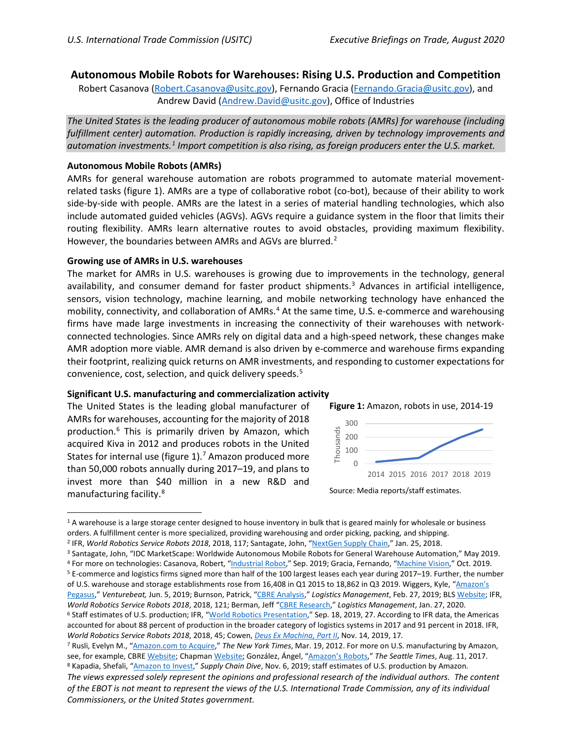# Autonomous Mobile Robots for Warehouses: Rising U.S. Production and Competition

Robert Casanova (Robert.Casanova@usitc.gov), Fernando Gracia (Fernando.Gracia@usitc.gov), and Andrew David (Andrew.David@usitc.gov), Office of Industries

*The United States is the leading producer of autonomous mobile robots (AMRs) for warehouse (including fulfillment center) automation. Production is rapidly increasing, driven by technology improvements and automation investments.[1] Import competition is also rising, as foreign producers enter the U.S. market.*

### Autonomous Mobile Robots (AMRs)

AMRs for general warehouse automation are robots programmed to automate material movement-related tasks (figure 1). AMRs are a type of collaborative robot (co-bot), because of their ability to work side-by-side with people. AMRs are the latest in a series of material handling technologies, which also include automated guided vehicles (AGVs). AGVs require a guidance system in the floor that limits their routing flexibility. AMRs learn alternative routes to avoid obstacles, providing maximum flexibility. However, the boundaries between AMRs and AGVs are blurred.[2]

### Growing use of AMRs in U.S. warehouses

The market for AMRs in U.S. warehouses is growing due to improvements in the technology, general availability, and consumer demand for faster product shipments.[3] Advances in artificial intelligence, sensors, vision technology, machine learning, and mobile networking technology have enhanced the mobility, connectivity, and collaboration of AMRs.[4] At the same time, U.S. e-commerce and warehousing firms have made large investments in increasing the connectivity of their warehouses with network-connected technologies. Since AMRs rely on digital data and a high-speed network, these changes make AMR adoption more viable. AMR demand is also driven by e-commerce and warehouse firms expanding their footprint, realizing quick returns on AMR investments, and responding to customer expectations for convenience, cost, selection, and quick delivery speeds.[5]

### Significant U.S. manufacturing and commercialization activity

The United States is the leading global manufacturer of AMRs for warehouses, accounting for the majority of 2018 production.[6] This is primarily driven by Amazon, which acquired Kiva in 2012 and produces robots in the United States for internal use (figure 1).[7] Amazon produced more than 50,000 robots annually during 2017–19, and plans to invest more than $40 million in a new R&D and manufacturing facility.[8]

**Figure 1:** Amazon, robots in use, 2014-19

Source: Media reports/staff estimates.

---

[1] A warehouse is a large storage center designed to house inventory in bulk that is geared mainly for wholesale or business orders. A fulfillment center is more specialized, providing warehousing and order picking, packing, and shipping.

[2] IFR, *World Robotics Service Robots 2018*, 2018, 117; Santagate, John, "NextGen Supply Chain," Jan. 25, 2018.

[3] Santagate, John, "IDC MarketScape: Worldwide Autonomous Mobile Robots for General Warehouse Automation," May 2019.

[4] For more on technologies: Casanova, Robert, "Industrial Robot," Sep. 2019; Gracia, Fernando, "Machine Vision," Oct. 2019.

[5] E-commerce and logistics firms signed more than half of the 100 largest leases each year during 2017–19. Further, the number of U.S. warehouse and storage establishments rose from 16,408 in Q1 2015 to 18,862 in Q3 2019. Wiggers, Kyle, "Amazon's Pegasus," *Venturebeat,* Jun. 5, 2019; Burnson, Patrick, "CBRE Analysis," *Logistics Management*, Feb. 27, 2019; BLS Website; IFR, *World Robotics Service Robots 2018*, 2018, 121; Berman, Jeff "CBRE Research," *Logistics Management*, Jan. 27, 2020.

[6] Staff estimates of U.S. production; IFR, "World Robotics Presentation," Sep. 18, 2019, 27. According to IFR data, the Americas accounted for about 88 percent of production in the broader category of logistics systems in 2017 and 91 percent in 2018. IFR, *World Robotics Service Robots 2018*, 2018, 45; Cowen, *Deus Ex Machina, Part II*, Nov. 14, 2019, 17.

[7] Rusli, Evelyn M., "Amazon.com to Acquire," *The New York Times*, Mar. 19, 2012. For more on U.S. manufacturing by Amazon, see, for example, CBRE Website; Chapman Website; González, Ángel, "Amazon's Robots," *The Seattle Times*, Aug. 11, 2017.

[8] Kapadia, Shefali, "Amazon to Invest," *Supply Chain Dive*, Nov. 6, 2019; staff estimates of U.S. production by Amazon.

*The views expressed solely represent the opinions and professional research of the individual authors. The content of the EBOT is not meant to represent the views of the U.S. International Trade Commission, any of its individual Commissioners, or the United States government.*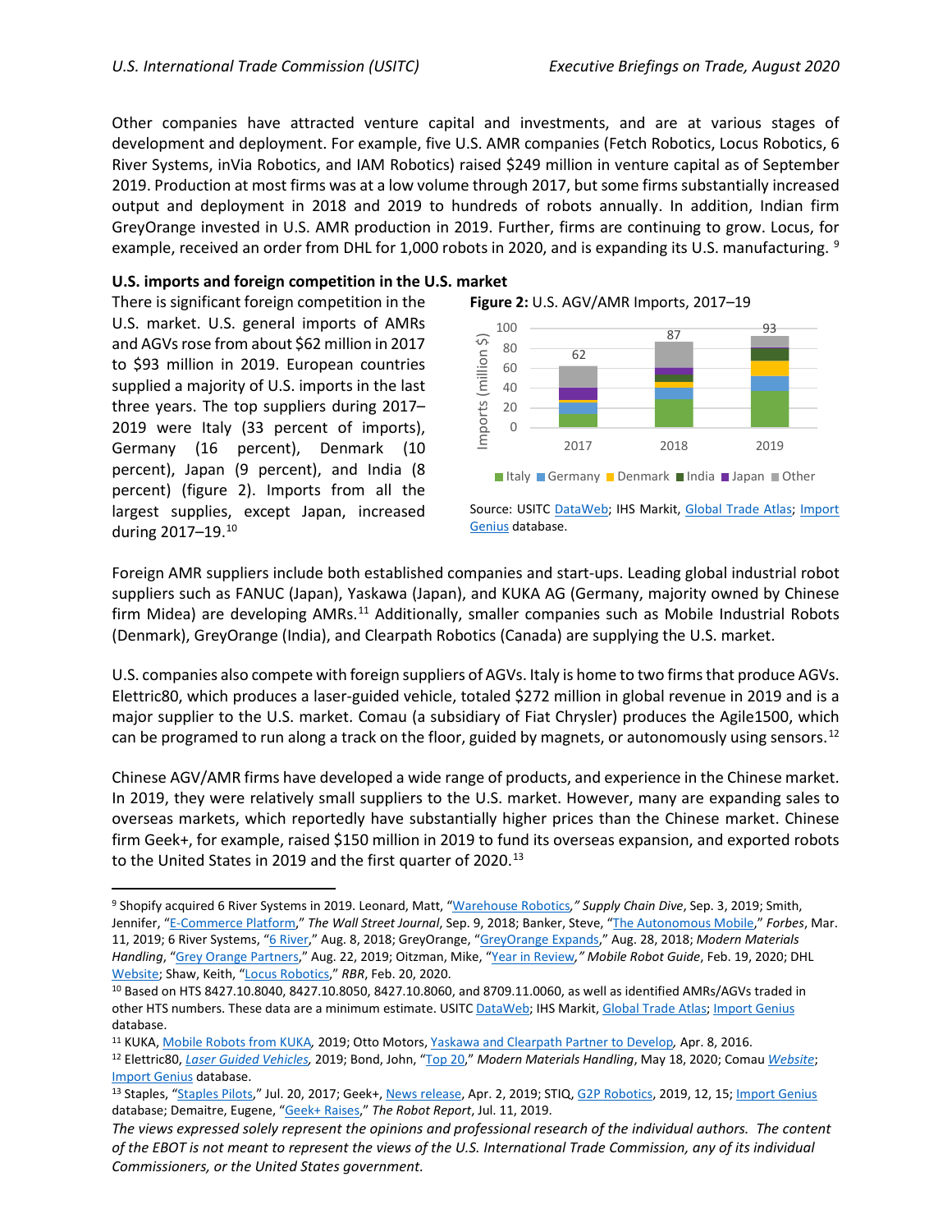Other companies have attracted venture capital and investments, and are at various stages of development and deployment. For example, five U.S. AMR companies (Fetch Robotics, Locus Robotics, 6 River Systems, inVia Robotics, and IAM Robotics) raised $249 million in venture capital as of September 2019. Production at most firms was at a low volume through 2017, but some firms substantially increased output and deployment in 2018 and 2019 to hundreds of robots annually. In addition, Indian firm GreyOrange invested in U.S. AMR production in 2019. Further, firms are continuing to grow. Locus, for example, received an order from DHL for 1,000 robots in 2020, and is expanding its U.S. manufacturing.[9]

**U.S. imports and foreign competition in the U.S. market**

There is significant foreign competition in the U.S. market. U.S. general imports of AMRs and AGVs rose from about $62 million in 2017 to $93 million in 2019. European countries supplied a majority of U.S. imports in the last three years. The top suppliers during 2017–2019 were Italy (33 percent of imports), Germany (16 percent), Denmark (10 percent), Japan (9 percent), and India (8 percent) (figure 2). Imports from all the largest supplies, except Japan, increased during 2017–19.[10]

**Figure 2:** U.S. AGV/AMR Imports, 2017–19

Imports (million $)
100
80
60
40
20
0
62
87
93
2017
2018
2019
Italy Germany Denmark India Japan Other

Source: USITC DataWeb; IHS Markit, Global Trade Atlas; Import Genius database.

Foreign AMR suppliers include both established companies and start-ups. Leading global industrial robot suppliers such as FANUC (Japan), Yaskawa (Japan), and KUKA AG (Germany, majority owned by Chinese firm Midea) are developing AMRs.[11] Additionally, smaller companies such as Mobile Industrial Robots (Denmark), GreyOrange (India), and Clearpath Robotics (Canada) are supplying the U.S. market.

U.S. companies also compete with foreign suppliers of AGVs. Italy is home to two firms that produce AGVs. Elettric80, which produces a laser-guided vehicle, totaled $272 million in global revenue in 2019 and is a major supplier to the U.S. market. Comau (a subsidiary of Fiat Chrysler) produces the Agile1500, which can be programed to run along a track on the floor, guided by magnets, or autonomously using sensors.[12]

Chinese AGV/AMR firms have developed a wide range of products, and experience in the Chinese market. In 2019, they were relatively small suppliers to the U.S. market. However, many are expanding sales to overseas markets, which reportedly have substantially higher prices than the Chinese market. Chinese firm Geek+, for example, raised $150 million in 2019 to fund its overseas expansion, and exported robots to the United States in 2019 and the first quarter of 2020.[13]

---

[9] Shopify acquired 6 River Systems in 2019. Leonard, Matt, "Warehouse Robotics," *Supply Chain Dive*, Sep. 3, 2019; Smith, Jennifer, "E-Commerce Platform," *The Wall Street Journal*, Sep. 9, 2018; Banker, Steve, "The Autonomous Mobile," *Forbes*, Mar. 11, 2019; 6 River Systems, "6 River," Aug. 8, 2018; GreyOrange, "GreyOrange Expands," Aug. 28, 2018; *Modern Materials Handling*, "Grey Orange Partners," Aug. 22, 2019; Oitzman, Mike, "Year in Review," *Mobile Robot Guide*, Feb. 19, 2020; DHL Website; Shaw, Keith, "Locus Robotics," *RBR*, Feb. 20, 2020.

[10] Based on HTS 8427.10.8040, 8427.10.8050, 8427.10.8060, and 8709.11.0060, as well as identified AMRs/AGVs traded in other HTS numbers. These data are a minimum estimate. USITC DataWeb; IHS Markit, Global Trade Atlas; Import Genius database.

[11] KUKA, Mobile Robots from KUKA, 2019; Otto Motors, Yaskawa and Clearpath Partner to Develop, Apr. 8, 2016.

[12] Elettric80, *Laser Guided Vehicles*, 2019; Bond, John, "Top 20," *Modern Materials Handling*, May 18, 2020; Comau *Website*; Import Genius database.

[13] Staples, "Staples Pilots," Jul. 20, 2017; Geek+, News release, Apr. 2, 2019; STIQ, G2P Robotics, 2019, 12, 15; Import Genius database; Demaitre, Eugene, "Geek+ Raises," *The Robot Report*, Jul. 11, 2019.

*The views expressed solely represent the opinions and professional research of the individual authors. The content of the EBOT is not meant to represent the views of the U.S. International Trade Commission, any of its individual Commissioners, or the United States government.*